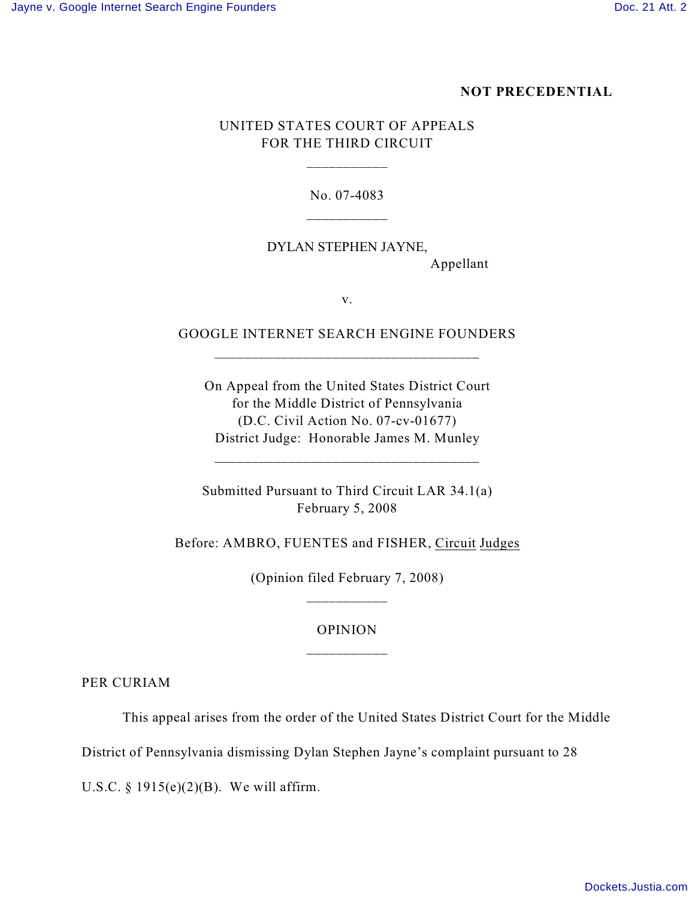**NOT PRECEDENTIAL**

UNITED STATES COURT OF APPEALS
FOR THE THIRD CIRCUIT

---

No. 07-4083

---

DYLAN STEPHEN JAYNE,
Appellant

v.

GOOGLE INTERNET SEARCH ENGINE FOUNDERS

---

On Appeal from the United States District Court
for the Middle District of Pennsylvania
(D.C. Civil Action No. 07-cv-01677)
District Judge: Honorable James M. Munley

---

Submitted Pursuant to Third Circuit LAR 34.1(a)
February 5, 2008

Before: AMBRO, FUENTES and FISHER, Circuit Judges

(Opinion filed February 7, 2008)

---

OPINION

---

PER CURIAM

This appeal arises from the order of the United States District Court for the Middle District of Pennsylvania dismissing Dylan Stephen Jayne's complaint pursuant to 28 U.S.C. § 1915(e)(2)(B). We will affirm.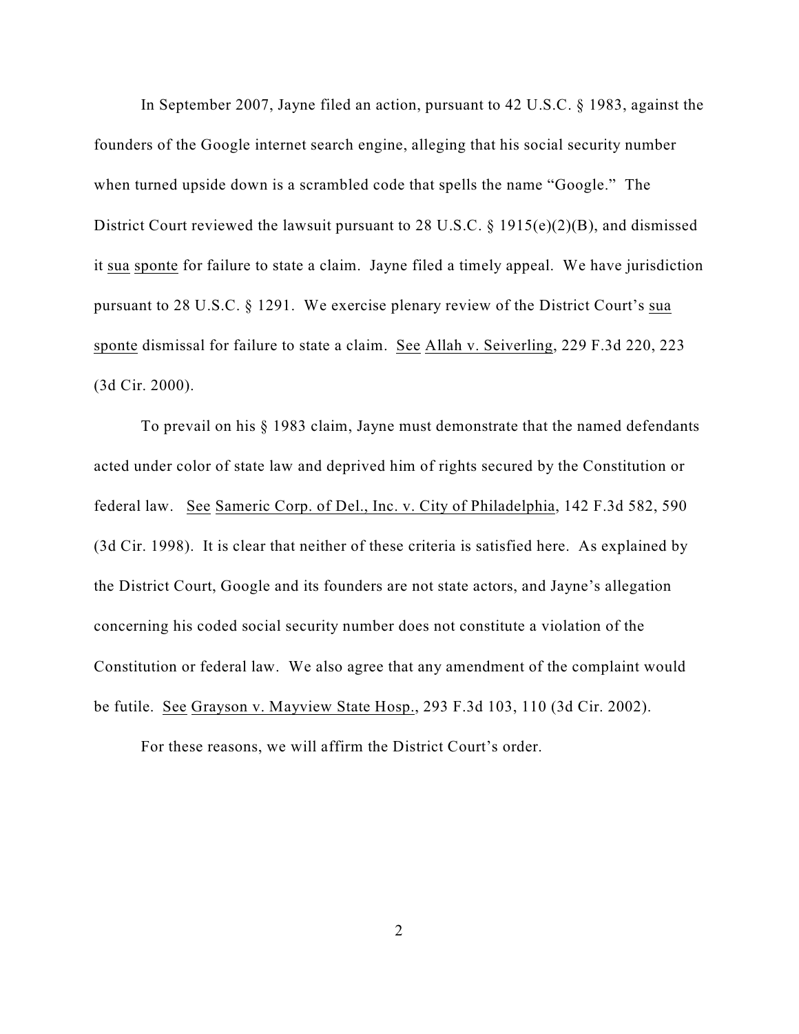In September 2007, Jayne filed an action, pursuant to 42 U.S.C. § 1983, against the founders of the Google internet search engine, alleging that his social security number when turned upside down is a scrambled code that spells the name "Google." The District Court reviewed the lawsuit pursuant to 28 U.S.C. § 1915(e)(2)(B), and dismissed it sua sponte for failure to state a claim. Jayne filed a timely appeal. We have jurisdiction pursuant to 28 U.S.C. § 1291. We exercise plenary review of the District Court's sua sponte dismissal for failure to state a claim. See Allah v. Seiverling, 229 F.3d 220, 223 (3d Cir. 2000).

To prevail on his § 1983 claim, Jayne must demonstrate that the named defendants acted under color of state law and deprived him of rights secured by the Constitution or federal law. See Sameric Corp. of Del., Inc. v. City of Philadelphia, 142 F.3d 582, 590 (3d Cir. 1998). It is clear that neither of these criteria is satisfied here. As explained by the District Court, Google and its founders are not state actors, and Jayne's allegation concerning his coded social security number does not constitute a violation of the Constitution or federal law. We also agree that any amendment of the complaint would be futile. See Grayson v. Mayview State Hosp., 293 F.3d 103, 110 (3d Cir. 2002).

For these reasons, we will affirm the District Court's order.